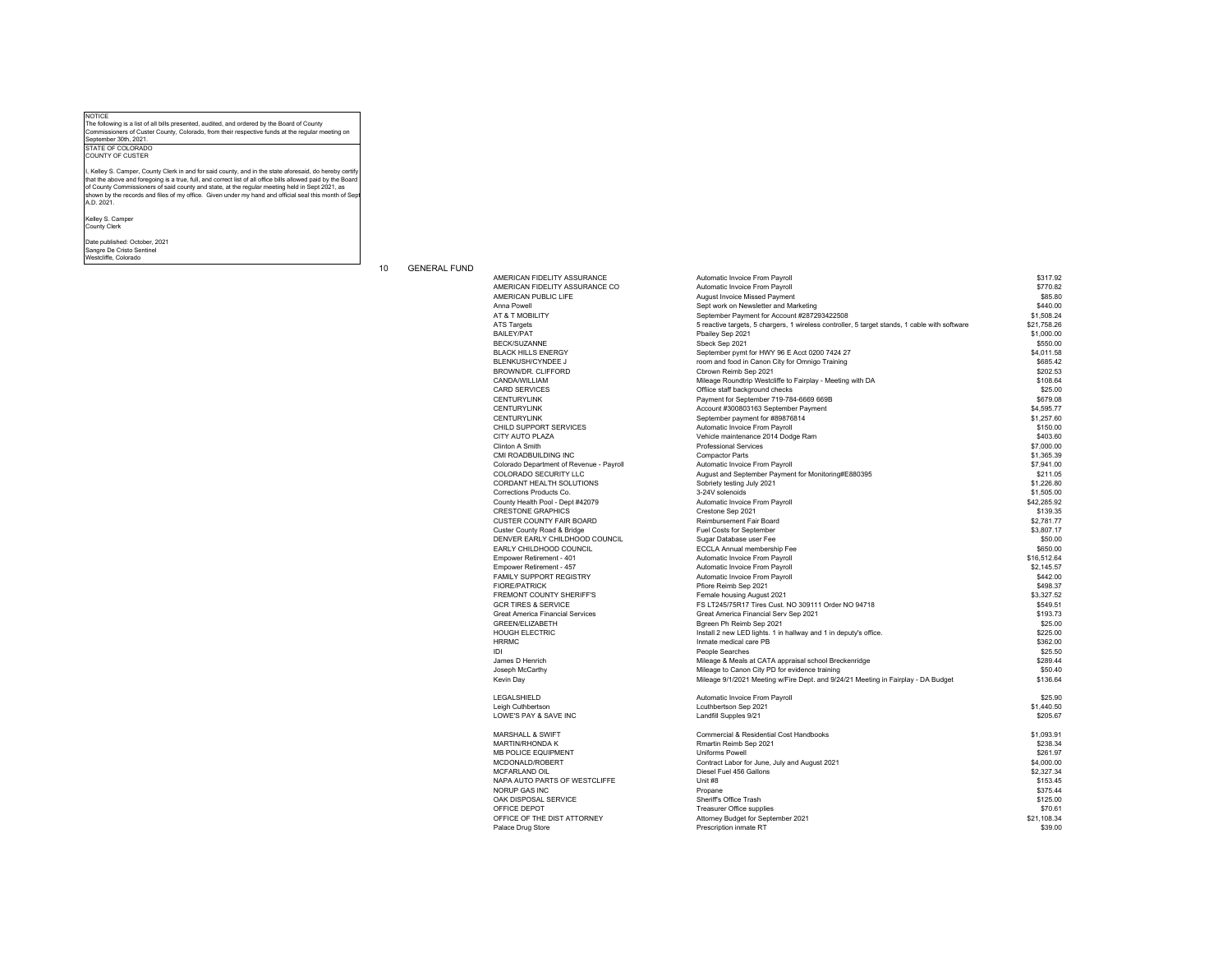NOTICE

The following is a list of all bills presented, audited, and ordered by the Board of County Commissioners of Custer County, Colorado, from their respective funds at the regular meeting on September 30th, 2021.

STATE OF COLORADO
COUNTY OF CUSTER

I, Kelley S. Camper, County Clerk in and for said county, and in the state aforesaid, do hereby certify that the above and foregoing is a true, full, and correct list of all office bills allowed paid by the Board of County Commissioners of said county and state, at the regular meeting held in Sept 2021, as shown by the records and files of my office. Given under my hand and official seal this month of Sept A.D. 2021.

Kelley S. Camper
County Clerk

Date published: October, 2021
Sangre De Cristo Sentinel
Westcliffe, Colorado

## 10 GENERAL FUND

| Vendor | Description | Amount |
|---|---|---|
| AMERICAN FIDELITY ASSURANCE | Automatic Invoice From Payroll | $317.92 |
| AMERICAN FIDELITY ASSURANCE CO | Automatic Invoice From Payroll | $770.82 |
| AMERICAN PUBLIC LIFE | August Invoice Missed Payment | $85.80 |
| Anna Powell | Sept work on Newsletter and Marketing | $440.00 |
| AT & T MOBILITY | September Payment for Account #287293422508 | $1,508.24 |
| ATS Targets | 5 reactive targets, 5 chargers, 1 wireless controller, 5 target stands, 1 cable with software | $21,758.26 |
| BAILEY/PAT | Pbailey Sep 2021 | $1,000.00 |
| BECK/SUZANNE | Sbeck Sep 2021 | $550.00 |
| BLACK HILLS ENERGY | September pymt for HWY 96 E Acct 0200 7424 27 | $4,011.58 |
| BLENKUSH/CYNDEE J | room and food in Canon City for Omnigo Training | $685.42 |
| BROWN/DR. CLIFFORD | Cbrown Reimb Sep 2021 | $202.53 |
| CANDA/WILLIAM | Mileage Roundtrip Westcliffe to Fairplay - Meeting with DA | $108.64 |
| CARD SERVICES | Office staff background checks | $25.00 |
| CENTURYLINK | Payment for September 719-784-6669 669B | $679.08 |
| CENTURYLINK | Account #300803163 September Payment | $4,595.77 |
| CENTURYLINK | September payment for #89876814 | $1,257.60 |
| CHILD SUPPORT SERVICES | Automatic Invoice From Payroll | $150.00 |
| CITY AUTO PLAZA | Vehicle maintenance 2014 Dodge Ram | $403.60 |
| Clinton A Smith | Professional Services | $7,000.00 |
| CMI ROADBUILDING INC | Compactor Parts | $1,365.39 |
| Colorado Department of Revenue - Payroll | Automatic Invoice From Payroll | $7,941.00 |
| COLORADO SECURITY LLC | August and September Payment for Monitoring#E880395 | $211.05 |
| CORDANT HEALTH SOLUTIONS | Sobriety testing July 2021 | $1,226.80 |
| Corrections Products Co. | 3-24V solenoids | $1,505.00 |
| County Health Pool - Dept #42079 | Automatic Invoice From Payroll | $42,285.92 |
| CRESTONE GRAPHICS | Crestone Sep 2021 | $139.35 |
| CUSTER COUNTY FAIR BOARD | Reimbursement Fair Board | $2,781.77 |
| Custer County Road & Bridge | Fuel Costs for September | $3,807.17 |
| DENVER EARLY CHILDHOOD COUNCIL | Sugar Database user Fee | $50.00 |
| EARLY CHILDHOOD COUNCIL | ECCLA Annual membership Fee | $650.00 |
| Empower Retirement - 401 | Automatic Invoice From Payroll | $16,512.64 |
| Empower Retirement - 457 | Automatic Invoice From Payroll | $2,145.57 |
| FAMILY SUPPORT REGISTRY | Automatic Invoice From Payroll | $442.00 |
| FIORE/PATRICK | Pfiore Reimb Sep 2021 | $498.37 |
| FREMONT COUNTY SHERIFF'S | Female housing August 2021 | $3,327.52 |
| GCR TIRES & SERVICE | FS LT245/75R17 Tires Cust. NO 309111 Order NO 94718 | $549.51 |
| Great America Financial Services | Great America Financial Serv Sep 2021 | $193.73 |
| GREEN/ELIZABETH | Bgreen Ph Reimb Sep 2021 | $25.00 |
| HOUGH ELECTRIC | Install 2 new LED lights. 1 in hallway and 1 in deputy's office. | $225.00 |
| HRRMC | Inmate medical care PB | $362.00 |
| IDI | People Searches | $25.50 |
| James D Henrich | Mileage & Meals at CATA appraisal school Breckenridge | $289.44 |
| Joseph McCarthy | Mileage to Canon City PD for evidence training | $50.40 |
| Kevin Day | Mileage 9/1/2021 Meeting w/Fire Dept. and 9/24/21 Meeting in Fairplay - DA Budget | $136.64 |
| LEGALSHIELD | Automatic Invoice From Payroll | $25.90 |
| Leigh Cuthbertson | Lcuthbertson Sep 2021 | $1,440.50 |
| LOWE'S PAY & SAVE INC | Landfill Supples 9/21 | $205.67 |
| MARSHALL & SWIFT | Commercial & Residential Cost Handbooks | $1,093.91 |
| MARTIN/RHONDA K | Rmartin Reimb Sep 2021 | $238.34 |
| MB POLICE EQUIPMENT | Uniforms Powell | $261.97 |
| MCDONALD/ROBERT | Contract Labor for June, July and August 2021 | $4,000.00 |
| MCFARLAND OIL | Diesel Fuel 456 Gallons | $2,327.34 |
| NAPA AUTO PARTS OF WESTCLIFFE | Unit #8 | $153.45 |
| NORUP GAS INC | Propane | $375.44 |
| OAK DISPOSAL SERVICE | Sheriff's Office Trash | $125.00 |
| OFFICE DEPOT | Treasurer Office supplies | $70.61 |
| OFFICE OF THE DIST ATTORNEY | Attorney Budget for September 2021 | $21,108.34 |
| Palace Drug Store | Prescription inmate RT | $39.00 |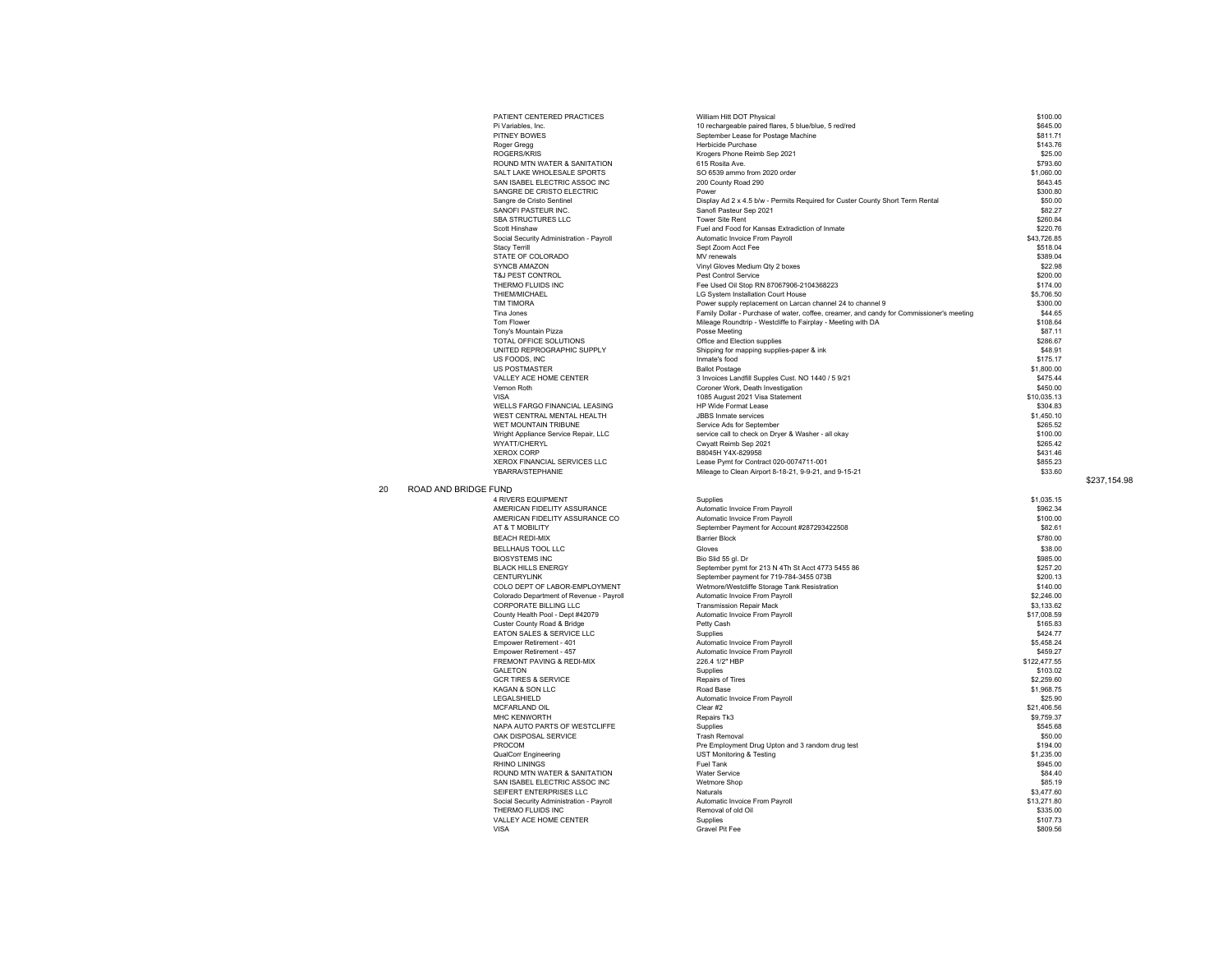| Vendor | Description | Amount | Total |
|---|---|---|---|
| PATIENT CENTERED PRACTICES | William Hitt DOT Physical | $100.00 | |
| Pi Variables, Inc. | 10 rechargeable paired flares, 5 blue/blue, 5 red/red | $645.00 | |
| PITNEY BOWES | September Lease for Postage Machine | $811.71 | |
| Roger Gregg | Herbicide Purchase | $143.76 | |
| ROGERS/KRIS | Krogers Phone Reimb Sep 2021 | $25.00 | |
| ROUND MTN WATER & SANITATION | 615 Rosita Ave. | $793.60 | |
| SALT LAKE WHOLESALE SPORTS | SO 6539 ammo from 2020 order | $1,060.00 | |
| SAN ISABEL ELECTRIC ASSOC INC | 200 County Road 290 | $643.45 | |
| SANGRE DE CRISTO ELECTRIC | Power | $300.80 | |
| Sangre de Cristo Sentinel | Display Ad 2 x 4.5 b/w - Permits Required for Custer County Short Term Rental | $50.00 | |
| SANOFI PASTEUR INC. | Sanofi Pasteur Sep 2021 | $82.27 | |
| SBA STRUCTURES LLC | Tower Site Rent | $260.84 | |
| Scott Hinshaw | Fuel and Food for Kansas Extradiction of Inmate | $220.76 | |
| Social Security Administration - Payroll | Automatic Invoice From Payroll | $43,726.85 | |
| Stacy Terrill | Sept Zoom Acct Fee | $518.04 | |
| STATE OF COLORADO | MV renewals | $389.04 | |
| SYNCB AMAZON | Vinyl Gloves Medium Qty 2 boxes | $22.98 | |
| T&J PEST CONTROL | Pest Control Service | $200.00 | |
| THERMO FLUIDS INC | Fee Used Oil Stop RN 87067906-2104368223 | $174.00 | |
| THIEM/MICHAEL | LG System Installation Court House | $5,706.50 | |
| TIM TIMORA | Power supply replacement on Larcan channel 24 to channel 9 | $300.00 | |
| Tina Jones | Family Dollar - Purchase of water, coffee, creamer, and candy for Commissioner's meeting | $44.65 | |
| Tom Flower | Mileage Roundtrip - Westcliffe to Fairplay - Meeting with DA | $108.64 | |
| Tony's Mountain Pizza | Posse Meeting | $87.11 | |
| TOTAL OFFICE SOLUTIONS | Office and Election supplies | $286.67 | |
| UNITED REPROGRAPHIC SUPPLY | Shipping for mapping supplies-paper & ink | $48.91 | |
| US FOODS, INC | Inmate's food | $175.17 | |
| US POSTMASTER | Ballot Postage | $1,800.00 | |
| VALLEY ACE HOME CENTER | 3 Invoices Landfill Supples Cust. NO 1440 / 5 9/21 | $475.44 | |
| Vernon Roth | Coroner Work, Death Investigation | $450.00 | |
| VISA | 1085 August 2021 Visa Statement | $10,035.13 | |
| WELLS FARGO FINANCIAL LEASING | HP Wide Format Lease | $304.83 | |
| WEST CENTRAL MENTAL HEALTH | JBBS Inmate services | $1,450.10 | |
| WET MOUNTAIN TRIBUNE | Service Ads for September | $265.52 | |
| Wright Appliance Service Repair, LLC | service call to check on Dryer & Washer - all okay | $100.00 | |
| WYATT/CHERYL | Cwyatt Reimb Sep 2021 | $265.42 | |
| XEROX CORP | B8045H Y4X-829958 | $431.46 | |
| XEROX FINANCIAL SERVICES LLC | Lease Pymt for Contract 020-0074711-001 | $855.23 | |
| YBARRA/STEPHANIE | Mileage to Clean Airport 8-18-21, 9-9-21, and 9-15-21 | $33.60 | |
| | | | $237,154.98 |

## 20 ROAD AND BRIDGE FUND

| Vendor | Description | Amount |
|---|---|---|
| 4 RIVERS EQUIPMENT | Supplies | $1,035.15 |
| AMERICAN FIDELITY ASSURANCE | Automatic Invoice From Payroll | $962.34 |
| AMERICAN FIDELITY ASSURANCE CO | Automatic Invoice From Payroll | $100.00 |
| AT & T MOBILITY | September Payment for Account #287293422508 | $82.61 |
| BEACH REDI-MIX | Barrier Block | $780.00 |
| BELLHAUS TOOL LLC | Gloves | $38.00 |
| BIOSYSTEMS INC | Bio Slid 55 gl. Dr | $985.00 |
| BLACK HILLS ENERGY | September pymt for 213 N 4Th St Acct 4773 5455 86 | $257.20 |
| CENTURYLINK | September payment for 719-784-3455 073B | $200.13 |
| COLO DEPT OF LABOR-EMPLOYMENT | Wetmore/Westcliffe Storage Tank Resistration | $140.00 |
| Colorado Department of Revenue - Payroll | Automatic Invoice From Payroll | $2,246.00 |
| CORPORATE BILLING LLC | Transmission Repair Mack | $3,133.62 |
| County Health Pool - Dept #42079 | Automatic Invoice From Payroll | $17,008.59 |
| Custer County Road & Bridge | Petty Cash | $165.83 |
| EATON SALES & SERVICE LLC | Supplies | $424.77 |
| Empower Retirement - 401 | Automatic Invoice From Payroll | $5,458.24 |
| Empower Retirement - 457 | Automatic Invoice From Payroll | $459.27 |
| FREMONT PAVING & REDI-MIX | 226.4 1/2" HBP | $122,477.55 |
| GALETON | Supplies | $103.02 |
| GCR TIRES & SERVICE | Repairs of Tires | $2,259.60 |
| KAGAN & SON LLC | Road Base | $1,968.75 |
| LEGALSHIELD | Automatic Invoice From Payroll | $25.90 |
| MCFARLAND OIL | Clear #2 | $21,406.56 |
| MHC KENWORTH | Repairs Tk3 | $9,759.37 |
| NAPA AUTO PARTS OF WESTCLIFFE | Supplies | $545.68 |
| OAK DISPOSAL SERVICE | Trash Removal | $50.00 |
| PROCOM | Pre Employment Drug Upton and 3 random drug test | $194.00 |
| QualCorr Engineering | UST Monitoring & Testing | $1,235.00 |
| RHINO LININGS | Fuel Tank | $945.00 |
| ROUND MTN WATER & SANITATION | Water Service | $84.40 |
| SAN ISABEL ELECTRIC ASSOC INC | Wetmore Shop | $85.19 |
| SEIFERT ENTERPRISES LLC | Naturals | $3,477.60 |
| Social Security Administration - Payroll | Automatic Invoice From Payroll | $13,271.80 |
| THERMO FLUIDS INC | Removal of old Oil | $335.00 |
| VALLEY ACE HOME CENTER | Supplies | $107.73 |
| VISA | Gravel Pit Fee | $809.56 |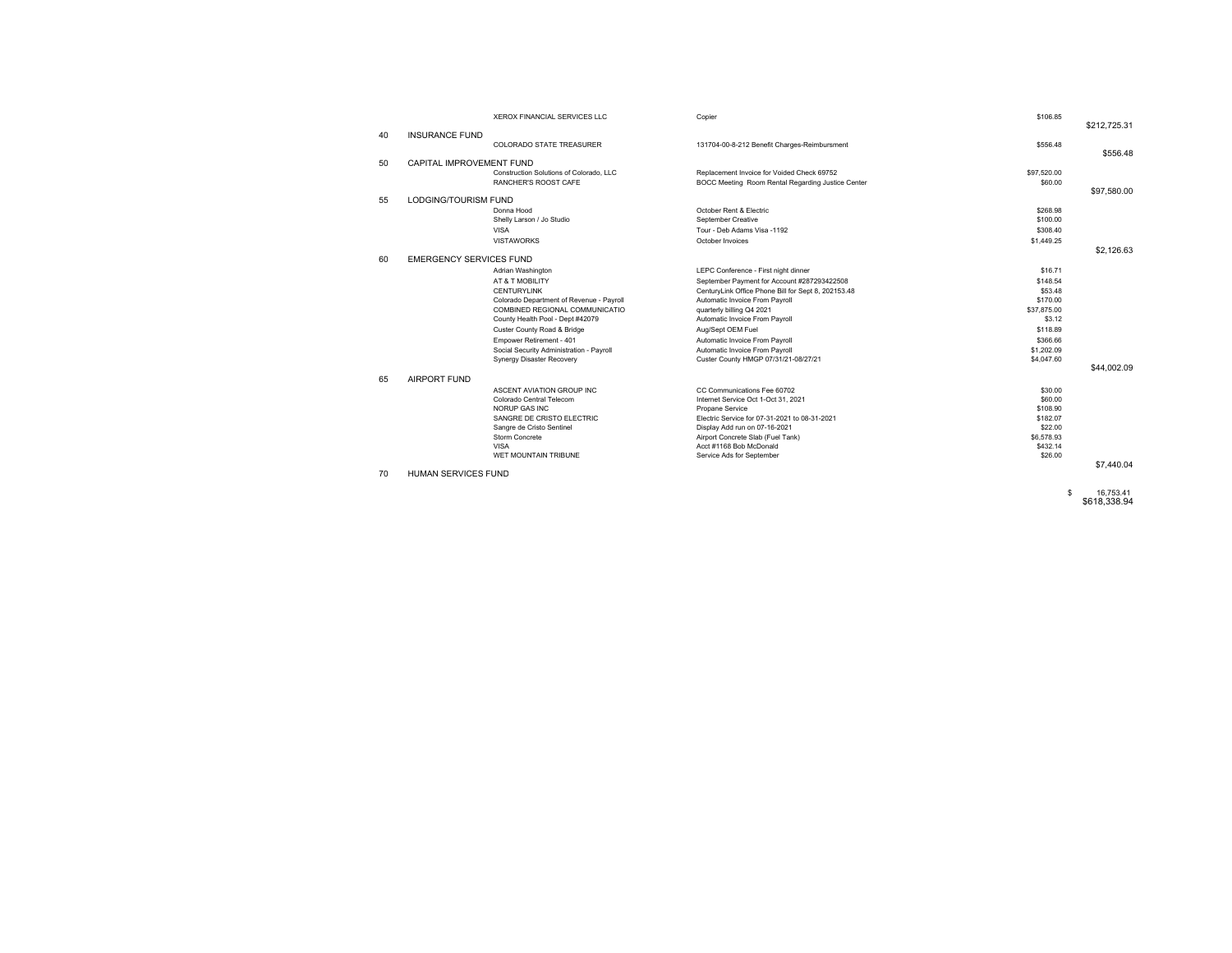| | | | | | |
|---|---|---|---|---|---|
| | | XEROX FINANCIAL SERVICES LLC | Copier | $106.85 | |
| | | | | | $212,725.31 |
| 40 | INSURANCE FUND | | | | |
| | | COLORADO STATE TREASURER | 131704-00-8-212 Benefit Charges-Reimbursment | $556.48 | |
| | | | | | $556.48 |
| 50 | CAPITAL IMPROVEMENT FUND | | | | |
| | | Construction Solutions of Colorado, LLC | Replacement Invoice for Voided Check 69752 | $97,520.00 | |
| | | RANCHER'S ROOST CAFE | BOCC Meeting Room Rental Regarding Justice Center | $60.00 | |
| | | | | | $97,580.00 |
| 55 | LODGING/TOURISM FUND | | | | |
| | | Donna Hood | October Rent & Electric | $268.98 | |
| | | Shelly Larson / Jo Studio | September Creative | $100.00 | |
| | | VISA | Tour - Deb Adams Visa -1192 | $308.40 | |
| | | VISTAWORKS | October Invoices | $1,449.25 | |
| | | | | | $2,126.63 |
| 60 | EMERGENCY SERVICES FUND | | | | |
| | | Adrian Washington | LEPC Conference - First night dinner | $16.71 | |
| | | AT & T MOBILITY | September Payment for Account #287293422508 | $148.54 | |
| | | CENTURYLINK | CenturyLink Office Phone Bill for Sept 8, 202153.48 | $53.48 | |
| | | Colorado Department of Revenue - Payroll | Automatic Invoice From Payroll | $170.00 | |
| | | COMBINED REGIONAL COMMUNICATIO | quarterly billing Q4 2021 | $37,875.00 | |
| | | County Health Pool - Dept #42079 | Automatic Invoice From Payroll | $3.12 | |
| | | Custer County Road & Bridge | Aug/Sept OEM Fuel | $118.89 | |
| | | Empower Retirement - 401 | Automatic Invoice From Payroll | $366.66 | |
| | | Social Security Administration - Payroll | Automatic Invoice From Payroll | $1,202.09 | |
| | | Synergy Disaster Recovery | Custer County HMGP 07/31/21-08/27/21 | $4,047.60 | |
| | | | | | $44,002.09 |
| 65 | AIRPORT FUND | | | | |
| | | ASCENT AVIATION GROUP INC | CC Communications Fee 60702 | $30.00 | |
| | | Colorado Central Telecom | Internet Service Oct 1-Oct 31, 2021 | $60.00 | |
| | | NORUP GAS INC | Propane Service | $108.90 | |
| | | SANGRE DE CRISTO ELECTRIC | Electric Service for 07-31-2021 to 08-31-2021 | $182.07 | |
| | | Sangre de Cristo Sentinel | Display Add run on 07-16-2021 | $22.00 | |
| | | Storm Concrete | Airport Concrete Slab (Fuel Tank) | $6,578.93 | |
| | | VISA | Acct #1168 Bob McDonald | $432.14 | |
| | | WET MOUNTAIN TRIBUNE | Service Ads for September | $26.00 | |
| | | | | | $7,440.04 |
| 70 | HUMAN SERVICES FUND | | | | |
| | | | | | $ 16,753.41 |
| | | | | | $618,338.94 |